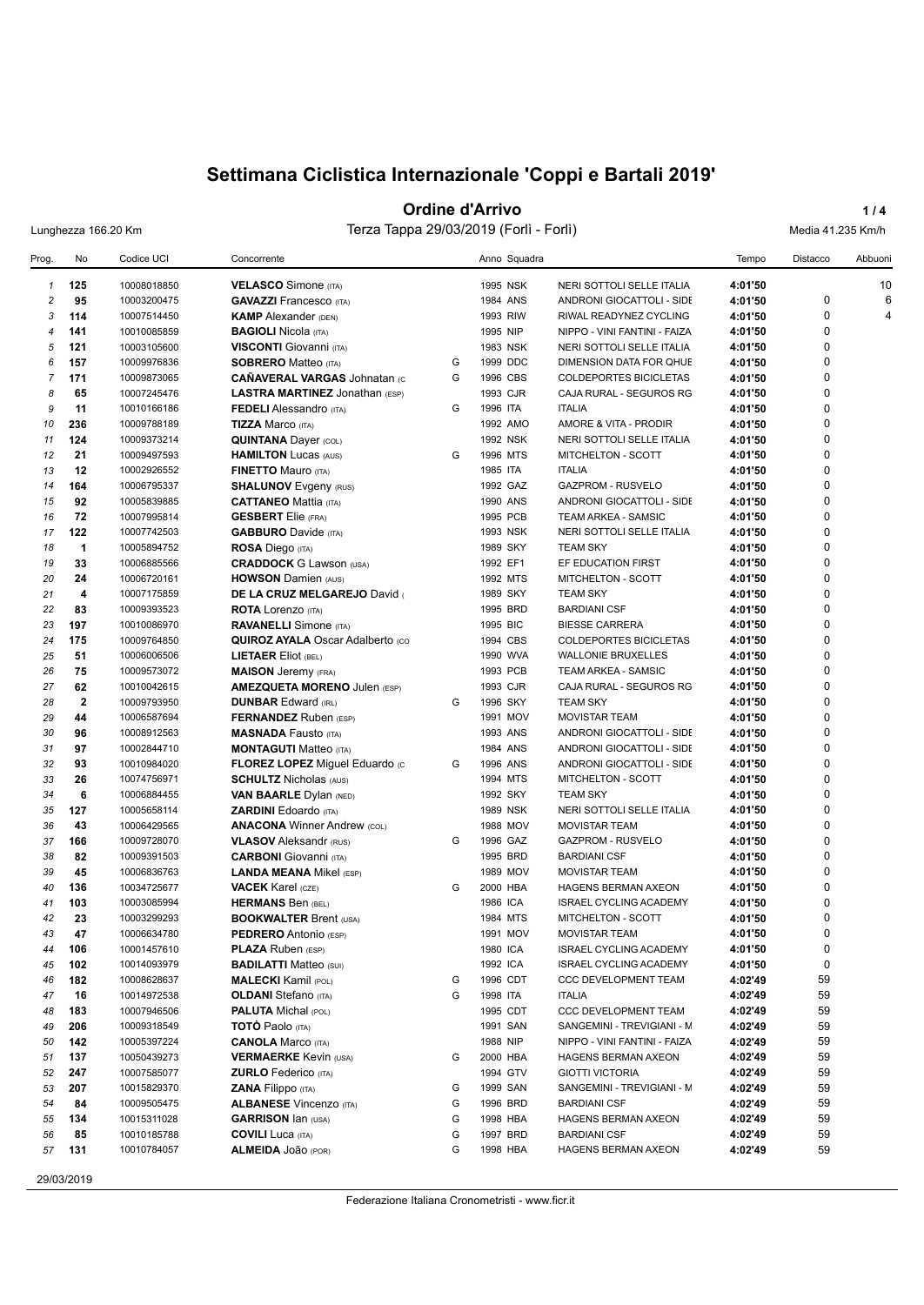# Settimana Ciclistica Internazionale 'Coppi e Bartali 2019'

## Ordine d'Arrivo

Lunghezza 166.20 Km — Terza Tappa 29/03/2019 (Forlì - Forlì) — Media 41.235 Km/h

| Prog. | No | Codice UCI | Concorrente | | Anno | Squadra | | Tempo | Distacco | Abbuoni |
|---|---|---|---|---|---|---|---|---|---|---|
| 1 | 125 | 10008018850 | **VELASCO** Simone (ITA) | | 1995 | NSK | NERI SOTTOLI SELLE ITALIA | 4:01'50 | | 10 |
| 2 | 95 | 10003200475 | **GAVAZZI** Francesco (ITA) | | 1984 | ANS | ANDRONI GIOCATTOLI - SIDE | 4:01'50 | 0 | 6 |
| 3 | 114 | 10007514450 | **KAMP** Alexander (DEN) | | 1993 | RIW | RIWAL READYNEZ CYCLING | 4:01'50 | 0 | 4 |
| 4 | 141 | 10010085859 | **BAGIOLI** Nicola (ITA) | | 1995 | NIP | NIPPO - VINI FANTINI - FAIZA | 4:01'50 | 0 | |
| 5 | 121 | 10003105600 | **VISCONTI** Giovanni (ITA) | | 1983 | NSK | NERI SOTTOLI SELLE ITALIA | 4:01'50 | 0 | |
| 6 | 157 | 10009976836 | **SOBRERO** Matteo (ITA) | G | 1999 | DDC | DIMENSION DATA FOR QHUE | 4:01'50 | 0 | |
| 7 | 171 | 10009873065 | **CAÑAVERAL VARGAS** Johnatan (C | G | 1996 | CBS | COLDEPORTES BICICLETAS | 4:01'50 | 0 | |
| 8 | 65 | 10007245476 | **LASTRA MARTINEZ** Jonathan (ESP) | | 1993 | CJR | CAJA RURAL - SEGUROS RG | 4:01'50 | 0 | |
| 9 | 11 | 10010166186 | **FEDELI** Alessandro (ITA) | G | 1996 | ITA | ITALIA | 4:01'50 | 0 | |
| 10 | 236 | 10009788189 | **TIZZA** Marco (ITA) | | 1992 | AMO | AMORE & VITA - PRODIR | 4:01'50 | 0 | |
| 11 | 124 | 10009373214 | **QUINTANA** Dayer (COL) | | 1992 | NSK | NERI SOTTOLI SELLE ITALIA | 4:01'50 | 0 | |
| 12 | 21 | 10009497593 | **HAMILTON** Lucas (AUS) | G | 1996 | MTS | MITCHELTON - SCOTT | 4:01'50 | 0 | |
| 13 | 12 | 10002926552 | **FINETTO** Mauro (ITA) | | 1985 | ITA | ITALIA | 4:01'50 | 0 | |
| 14 | 164 | 10006795337 | **SHALUNOV** Evgeny (RUS) | | 1992 | GAZ | GAZPROM - RUSVELO | 4:01'50 | 0 | |
| 15 | 92 | 10005839885 | **CATTANEO** Mattia (ITA) | | 1990 | ANS | ANDRONI GIOCATTOLI - SIDE | 4:01'50 | 0 | |
| 16 | 72 | 10007995814 | **GESBERT** Elie (FRA) | | 1995 | PCB | TEAM ARKEA - SAMSIC | 4:01'50 | 0 | |
| 17 | 122 | 10007742503 | **GABBURO** Davide (ITA) | | 1993 | NSK | NERI SOTTOLI SELLE ITALIA | 4:01'50 | 0 | |
| 18 | 1 | 10005894752 | **ROSA** Diego (ITA) | | 1989 | SKY | TEAM SKY | 4:01'50 | 0 | |
| 19 | 33 | 10006885566 | **CRADDOCK** G Lawson (USA) | | 1992 | EF1 | EF EDUCATION FIRST | 4:01'50 | 0 | |
| 20 | 24 | 10006720161 | **HOWSON** Damien (AUS) | | 1992 | MTS | MITCHELTON - SCOTT | 4:01'50 | 0 | |
| 21 | 4 | 10007175859 | **DE LA CRUZ MELGAREJO** David ( | | 1989 | SKY | TEAM SKY | 4:01'50 | 0 | |
| 22 | 83 | 10009393523 | **ROTA** Lorenzo (ITA) | | 1995 | BRD | BARDIANI CSF | 4:01'50 | 0 | |
| 23 | 197 | 10010086970 | **RAVANELLI** Simone (ITA) | | 1995 | BIC | BIESSE CARRERA | 4:01'50 | 0 | |
| 24 | 175 | 10009764850 | **QUIROZ AYALA** Oscar Adalberto (CO | | 1994 | CBS | COLDEPORTES BICICLETAS | 4:01'50 | 0 | |
| 25 | 51 | 10006006506 | **LIETAER** Eliot (BEL) | | 1990 | WVA | WALLONIE BRUXELLES | 4:01'50 | 0 | |
| 26 | 75 | 10009573072 | **MAISON** Jeremy (FRA) | | 1993 | PCB | TEAM ARKEA - SAMSIC | 4:01'50 | 0 | |
| 27 | 62 | 10010042615 | **AMEZQUETA MORENO** Julen (ESP) | | 1993 | CJR | CAJA RURAL - SEGUROS RG | 4:01'50 | 0 | |
| 28 | 2 | 10009793950 | **DUNBAR** Edward (IRL) | G | 1996 | SKY | TEAM SKY | 4:01'50 | 0 | |
| 29 | 44 | 10006587694 | **FERNANDEZ** Ruben (ESP) | | 1991 | MOV | MOVISTAR TEAM | 4:01'50 | 0 | |
| 30 | 96 | 10008912563 | **MASNADA** Fausto (ITA) | | 1993 | ANS | ANDRONI GIOCATTOLI - SIDE | 4:01'50 | 0 | |
| 31 | 97 | 10002844710 | **MONTAGUTI** Matteo (ITA) | | 1984 | ANS | ANDRONI GIOCATTOLI - SIDE | 4:01'50 | 0 | |
| 32 | 93 | 10010984020 | **FLOREZ LOPEZ** Miguel Eduardo (C | G | 1996 | ANS | ANDRONI GIOCATTOLI - SIDE | 4:01'50 | 0 | |
| 33 | 26 | 10074756971 | **SCHULTZ** Nicholas (AUS) | | 1994 | MTS | MITCHELTON - SCOTT | 4:01'50 | 0 | |
| 34 | 6 | 10006884455 | **VAN BAARLE** Dylan (NED) | | 1992 | SKY | TEAM SKY | 4:01'50 | 0 | |
| 35 | 127 | 10005658114 | **ZARDINI** Edoardo (ITA) | | 1989 | NSK | NERI SOTTOLI SELLE ITALIA | 4:01'50 | 0 | |
| 36 | 43 | 10006429565 | **ANACONA** Winner Andrew (COL) | | 1988 | MOV | MOVISTAR TEAM | 4:01'50 | 0 | |
| 37 | 166 | 10009728070 | **VLASOV** Aleksandr (RUS) | G | 1996 | GAZ | GAZPROM - RUSVELO | 4:01'50 | 0 | |
| 38 | 82 | 10009391503 | **CARBONI** Giovanni (ITA) | | 1995 | BRD | BARDIANI CSF | 4:01'50 | 0 | |
| 39 | 45 | 10006836763 | **LANDA MEANA** Mikel (ESP) | | 1989 | MOV | MOVISTAR TEAM | 4:01'50 | 0 | |
| 40 | 136 | 10034725677 | **VACEK** Karel (CZE) | G | 2000 | HBA | HAGENS BERMAN AXEON | 4:01'50 | 0 | |
| 41 | 103 | 10003085994 | **HERMANS** Ben (BEL) | | 1986 | ICA | ISRAEL CYCLING ACADEMY | 4:01'50 | 0 | |
| 42 | 23 | 10003299293 | **BOOKWALTER** Brent (USA) | | 1984 | MTS | MITCHELTON - SCOTT | 4:01'50 | 0 | |
| 43 | 47 | 10006634780 | **PEDRERO** Antonio (ESP) | | 1991 | MOV | MOVISTAR TEAM | 4:01'50 | 0 | |
| 44 | 106 | 10001457610 | **PLAZA** Ruben (ESP) | | 1980 | ICA | ISRAEL CYCLING ACADEMY | 4:01'50 | 0 | |
| 45 | 102 | 10014093979 | **BADILATTI** Matteo (SUI) | | 1992 | ICA | ISRAEL CYCLING ACADEMY | 4:01'50 | 0 | |
| 46 | 182 | 10008628637 | **MALECKI** Kamil (POL) | G | 1996 | CDT | CCC DEVELOPMENT TEAM | 4:02'49 | 59 | |
| 47 | 16 | 10014972538 | **OLDANI** Stefano (ITA) | G | 1998 | ITA | ITALIA | 4:02'49 | 59 | |
| 48 | 183 | 10007946506 | **PALUTA** Michal (POL) | | 1995 | CDT | CCC DEVELOPMENT TEAM | 4:02'49 | 59 | |
| 49 | 206 | 10009318549 | **TOTÒ** Paolo (ITA) | | 1991 | SAN | SANGEMINI - TREVIGIANI - M | 4:02'49 | 59 | |
| 50 | 142 | 10005397224 | **CANOLA** Marco (ITA) | | 1988 | NIP | NIPPO - VINI FANTINI - FAIZA | 4:02'49 | 59 | |
| 51 | 137 | 10050439273 | **VERMAERKE** Kevin (USA) | G | 2000 | HBA | HAGENS BERMAN AXEON | 4:02'49 | 59 | |
| 52 | 247 | 10007585077 | **ZURLO** Federico (ITA) | | 1994 | GTV | GIOTTI VICTORIA | 4:02'49 | 59 | |
| 53 | 207 | 10015829370 | **ZANA** Filippo (ITA) | G | 1999 | SAN | SANGEMINI - TREVIGIANI - M | 4:02'49 | 59 | |
| 54 | 84 | 10009505475 | **ALBANESE** Vincenzo (ITA) | G | 1996 | BRD | BARDIANI CSF | 4:02'49 | 59 | |
| 55 | 134 | 10015311028 | **GARRISON** Ian (USA) | G | 1998 | HBA | HAGENS BERMAN AXEON | 4:02'49 | 59 | |
| 56 | 85 | 10010185788 | **COVILI** Luca (ITA) | G | 1997 | BRD | BARDIANI CSF | 4:02'49 | 59 | |
| 57 | 131 | 10010784057 | **ALMEIDA** João (POR) | G | 1998 | HBA | HAGENS BERMAN AXEON | 4:02'49 | 59 | |

29/03/2019

Federazione Italiana Cronometristi - www.ficr.it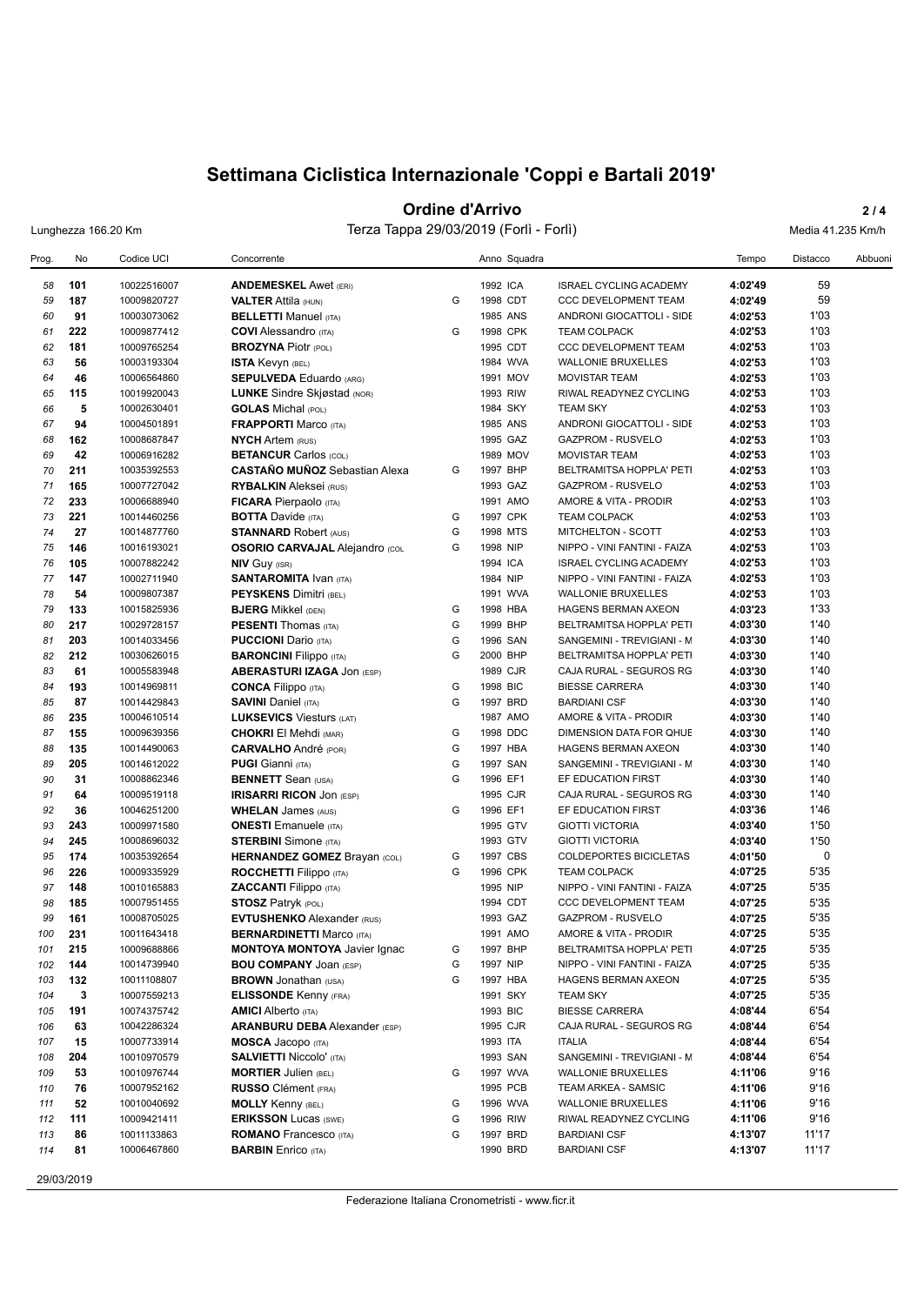# Settimana Ciclistica Internazionale 'Coppi e Bartali 2019'

## Ordine d'Arrivo

Lunghezza 166.20 Km — Terza Tappa 29/03/2019 (Forlì - Forlì) — Media 41.235 Km/h

| Prog. | No | Codice UCI | Concorrente | | Anno | Squadra | | Tempo | Distacco | Abbuoni |
|---|---|---|---|---|---|---|---|---|---|---|
| 58 | 101 | 10022516007 | **ANDEMESKEL** Awet (ERI) | | 1992 | ICA | ISRAEL CYCLING ACADEMY | **4:02'49** | 59 | |
| 59 | 187 | 10009820727 | **VALTER** Attila (HUN) | G | 1998 | CDT | CCC DEVELOPMENT TEAM | **4:02'49** | 59 | |
| 60 | 91 | 10003073062 | **BELLETTI** Manuel (ITA) | | 1985 | ANS | ANDRONI GIOCATTOLI - SIDE | **4:02'53** | 1'03 | |
| 61 | 222 | 10009877412 | **COVI** Alessandro (ITA) | G | 1998 | CPK | TEAM COLPACK | **4:02'53** | 1'03 | |
| 62 | 181 | 10009765254 | **BROZYNA** Piotr (POL) | | 1995 | CDT | CCC DEVELOPMENT TEAM | **4:02'53** | 1'03 | |
| 63 | 56 | 10003193304 | **ISTA** Kevyn (BEL) | | 1984 | WVA | WALLONIE BRUXELLES | **4:02'53** | 1'03 | |
| 64 | 46 | 10006564860 | **SEPULVEDA** Eduardo (ARG) | | 1991 | MOV | MOVISTAR TEAM | **4:02'53** | 1'03 | |
| 65 | 115 | 10019920043 | **LUNKE** Sindre Skjøstad (NOR) | | 1993 | RIW | RIWAL READYNEZ CYCLING | **4:02'53** | 1'03 | |
| 66 | 5 | 10002630401 | **GOLAS** Michal (POL) | | 1984 | SKY | TEAM SKY | **4:02'53** | 1'03 | |
| 67 | 94 | 10004501891 | **FRAPPORTI** Marco (ITA) | | 1985 | ANS | ANDRONI GIOCATTOLI - SIDE | **4:02'53** | 1'03 | |
| 68 | 162 | 10008687847 | **NYCH** Artem (RUS) | | 1995 | GAZ | GAZPROM - RUSVELO | **4:02'53** | 1'03 | |
| 69 | 42 | 10006916282 | **BETANCUR** Carlos (COL) | | 1989 | MOV | MOVISTAR TEAM | **4:02'53** | 1'03 | |
| 70 | 211 | 10035392553 | **CASTAÑO MUÑOZ** Sebastian Alexa | G | 1997 | BHP | BELTRAMITSA HOPPLA' PETI | **4:02'53** | 1'03 | |
| 71 | 165 | 10007727042 | **RYBALKIN** Aleksei (RUS) | | 1993 | GAZ | GAZPROM - RUSVELO | **4:02'53** | 1'03 | |
| 72 | 233 | 10006688940 | **FICARA** Pierpaolo (ITA) | | 1991 | AMO | AMORE & VITA - PRODIR | **4:02'53** | 1'03 | |
| 73 | 221 | 10014460256 | **BOTTA** Davide (ITA) | G | 1997 | CPK | TEAM COLPACK | **4:02'53** | 1'03 | |
| 74 | 27 | 10014877760 | **STANNARD** Robert (AUS) | G | 1998 | MTS | MITCHELTON - SCOTT | **4:02'53** | 1'03 | |
| 75 | 146 | 10016193021 | **OSORIO CARVAJAL** Alejandro (COL | G | 1998 | NIP | NIPPO - VINI FANTINI - FAIZA | **4:02'53** | 1'03 | |
| 76 | 105 | 10007882242 | **NIV** Guy (ISR) | | 1994 | ICA | ISRAEL CYCLING ACADEMY | **4:02'53** | 1'03 | |
| 77 | 147 | 10002711940 | **SANTAROMITA** Ivan (ITA) | | 1984 | NIP | NIPPO - VINI FANTINI - FAIZA | **4:02'53** | 1'03 | |
| 78 | 54 | 10009807387 | **PEYSKENS** Dimitri (BEL) | | 1991 | WVA | WALLONIE BRUXELLES | **4:02'53** | 1'03 | |
| 79 | 133 | 10015825936 | **BJERG** Mikkel (DEN) | G | 1998 | HBA | HAGENS BERMAN AXEON | **4:03'23** | 1'33 | |
| 80 | 217 | 10029728157 | **PESENTI** Thomas (ITA) | G | 1999 | BHP | BELTRAMITSA HOPPLA' PETI | **4:03'30** | 1'40 | |
| 81 | 203 | 10014033456 | **PUCCIONI** Dario (ITA) | G | 1996 | SAN | SANGEMINI - TREVIGIANI - M | **4:03'30** | 1'40 | |
| 82 | 212 | 10030626015 | **BARONCINI** Filippo (ITA) | G | 2000 | BHP | BELTRAMITSA HOPPLA' PETI | **4:03'30** | 1'40 | |
| 83 | 61 | 10005583948 | **ABERASTURI IZAGA** Jon (ESP) | | 1989 | CJR | CAJA RURAL - SEGUROS RG | **4:03'30** | 1'40 | |
| 84 | 193 | 10014969811 | **CONCA** Filippo (ITA) | G | 1998 | BIC | BIESSE CARRERA | **4:03'30** | 1'40 | |
| 85 | 87 | 10014429843 | **SAVINI** Daniel (ITA) | G | 1997 | BRD | BARDIANI CSF | **4:03'30** | 1'40 | |
| 86 | 235 | 10004610514 | **LUKSEVICS** Viesturs (LAT) | | 1987 | AMO | AMORE & VITA - PRODIR | **4:03'30** | 1'40 | |
| 87 | 155 | 10009639356 | **CHOKRI** El Mehdi (MAR) | G | 1998 | DDC | DIMENSION DATA FOR QHUE | **4:03'30** | 1'40 | |
| 88 | 135 | 10014490063 | **CARVALHO** André (POR) | G | 1997 | HBA | HAGENS BERMAN AXEON | **4:03'30** | 1'40 | |
| 89 | 205 | 10014612022 | **PUGI** Gianni (ITA) | G | 1997 | SAN | SANGEMINI - TREVIGIANI - M | **4:03'30** | 1'40 | |
| 90 | 31 | 10008862346 | **BENNETT** Sean (USA) | G | 1996 | EF1 | EF EDUCATION FIRST | **4:03'30** | 1'40 | |
| 91 | 64 | 10009519118 | **IRISARRI RICON** Jon (ESP) | | 1995 | CJR | CAJA RURAL - SEGUROS RG | **4:03'30** | 1'40 | |
| 92 | 36 | 10046251200 | **WHELAN** James (AUS) | G | 1996 | EF1 | EF EDUCATION FIRST | **4:03'36** | 1'46 | |
| 93 | 243 | 10009971580 | **ONESTI** Emanuele (ITA) | | 1995 | GTV | GIOTTI VICTORIA | **4:03'40** | 1'50 | |
| 94 | 245 | 10008696032 | **STERBINI** Simone (ITA) | | 1993 | GTV | GIOTTI VICTORIA | **4:03'40** | 1'50 | |
| 95 | 174 | 10035392654 | **HERNANDEZ GOMEZ** Brayan (COL) | G | 1997 | CBS | COLDEPORTES BICICLETAS | **4:01'50** | 0 | |
| 96 | 226 | 10009335929 | **ROCCHETTI** Filippo (ITA) | G | 1996 | CPK | TEAM COLPACK | **4:07'25** | 5'35 | |
| 97 | 148 | 10010165883 | **ZACCANTI** Filippo (ITA) | | 1995 | NIP | NIPPO - VINI FANTINI - FAIZA | **4:07'25** | 5'35 | |
| 98 | 185 | 10007951455 | **STOSZ** Patryk (POL) | | 1994 | CDT | CCC DEVELOPMENT TEAM | **4:07'25** | 5'35 | |
| 99 | 161 | 10008705025 | **EVTUSHENKO** Alexander (RUS) | | 1993 | GAZ | GAZPROM - RUSVELO | **4:07'25** | 5'35 | |
| 100 | 231 | 10011643418 | **BERNARDINETTI** Marco (ITA) | | 1991 | AMO | AMORE & VITA - PRODIR | **4:07'25** | 5'35 | |
| 101 | 215 | 10009688866 | **MONTOYA MONTOYA** Javier Ignac | G | 1997 | BHP | BELTRAMITSA HOPPLA' PETI | **4:07'25** | 5'35 | |
| 102 | 144 | 10014739940 | **BOU COMPANY** Joan (ESP) | G | 1997 | NIP | NIPPO - VINI FANTINI - FAIZA | **4:07'25** | 5'35 | |
| 103 | 132 | 10011108807 | **BROWN** Jonathan (USA) | G | 1997 | HBA | HAGENS BERMAN AXEON | **4:07'25** | 5'35 | |
| 104 | 3 | 10007559213 | **ELISSONDE** Kenny (FRA) | | 1991 | SKY | TEAM SKY | **4:07'25** | 5'35 | |
| 105 | 191 | 10074375742 | **AMICI** Alberto (ITA) | | 1993 | BIC | BIESSE CARRERA | **4:08'44** | 6'54 | |
| 106 | 63 | 10042286324 | **ARANBURU DEBA** Alexander (ESP) | | 1995 | CJR | CAJA RURAL - SEGUROS RG | **4:08'44** | 6'54 | |
| 107 | 15 | 10007733914 | **MOSCA** Jacopo (ITA) | | 1993 | ITA | ITALIA | **4:08'44** | 6'54 | |
| 108 | 204 | 10010970579 | **SALVIETTI** Niccolo' (ITA) | | 1993 | SAN | SANGEMINI - TREVIGIANI - M | **4:08'44** | 6'54 | |
| 109 | 53 | 10010976744 | **MORTIER** Julien (BEL) | G | 1997 | WVA | WALLONIE BRUXELLES | **4:11'06** | 9'16 | |
| 110 | 76 | 10007952162 | **RUSSO** Clément (FRA) | | 1995 | PCB | TEAM ARKEA - SAMSIC | **4:11'06** | 9'16 | |
| 111 | 52 | 10010040692 | **MOLLY** Kenny (BEL) | G | 1996 | WVA | WALLONIE BRUXELLES | **4:11'06** | 9'16 | |
| 112 | 111 | 10009421411 | **ERIKSSON** Lucas (SWE) | G | 1996 | RIW | RIWAL READYNEZ CYCLING | **4:11'06** | 9'16 | |
| 113 | 86 | 10011133863 | **ROMANO** Francesco (ITA) | G | 1997 | BRD | BARDIANI CSF | **4:13'07** | 11'17 | |
| 114 | 81 | 10006467860 | **BARBIN** Enrico (ITA) | | 1990 | BRD | BARDIANI CSF | **4:13'07** | 11'17 | |

29/03/2019

Federazione Italiana Cronometristi - www.ficr.it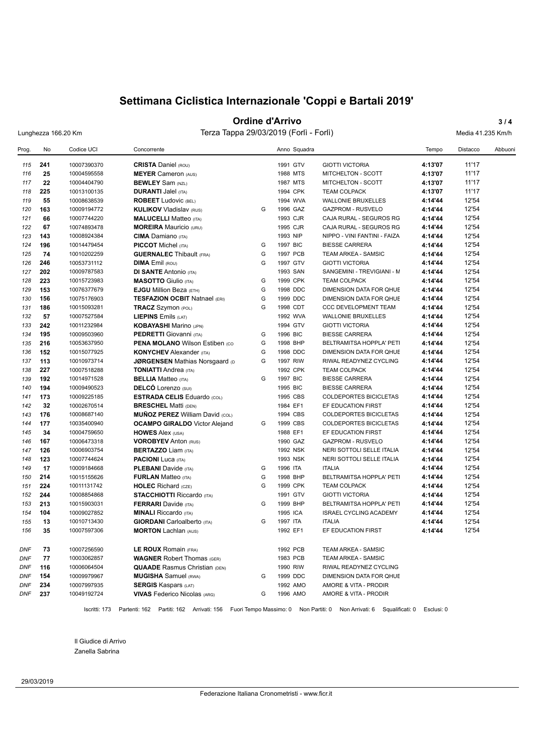# Settimana Ciclistica Internazionale 'Coppi e Bartali 2019'

## Ordine d'Arrivo

Lunghezza 166.20 Km — Terza Tappa 29/03/2019 (Forlì - Forlì) — Media 41.235 Km/h

| Prog. | No | Codice UCI | Concorrente | | Anno | Squadra | | Tempo | Distacco | Abbuoni |
|---|---|---|---|---|---|---|---|---|---|---|
| 115 | **241** | 10007390370 | **CRISTA** Daniel (ROU) | | 1991 | GTV | GIOTTI VICTORIA | **4:13'07** | 11'17 | |
| 116 | **25** | 10004595558 | **MEYER** Cameron (AUS) | | 1988 | MTS | MITCHELTON - SCOTT | **4:13'07** | 11'17 | |
| 117 | **22** | 10004404790 | **BEWLEY** Sam (NZL) | | 1987 | MTS | MITCHELTON - SCOTT | **4:13'07** | 11'17 | |
| 118 | **225** | 10013100135 | **DURANTI** Jalel (ITA) | | 1994 | CPK | TEAM COLPACK | **4:13'07** | 11'17 | |
| 119 | **55** | 10008638539 | **ROBEET** Ludovic (BEL) | | 1994 | WVA | WALLONIE BRUXELLES | **4:14'44** | 12'54 | |
| 120 | **163** | 10009194772 | **KULIKOV** Vladislav (RUS) | G | 1996 | GAZ | GAZPROM - RUSVELO | **4:14'44** | 12'54 | |
| 121 | **66** | 10007744220 | **MALUCELLI** Matteo (ITA) | | 1993 | CJR | CAJA RURAL - SEGUROS RG | **4:14'44** | 12'54 | |
| 122 | **67** | 10074893478 | **MOREIRA** Mauricio (URU) | | 1995 | CJR | CAJA RURAL - SEGUROS RG | **4:14'44** | 12'54 | |
| 123 | **143** | 10008924384 | **CIMA** Damiano (ITA) | | 1993 | NIP | NIPPO - VINI FANTINI - FAIZA | **4:14'44** | 12'54 | |
| 124 | **196** | 10014479454 | **PICCOT** Michel (ITA) | G | 1997 | BIC | BIESSE CARRERA | **4:14'44** | 12'54 | |
| 125 | **74** | 10010202259 | **GUERNALEC** Thibault (FRA) | G | 1997 | PCB | TEAM ARKEA - SAMSIC | **4:14'44** | 12'54 | |
| 126 | **246** | 10053731112 | **DIMA** Emil (ROU) | G | 1997 | GTV | GIOTTI VICTORIA | **4:14'44** | 12'54 | |
| 127 | **202** | 10009787583 | **DI SANTE** Antonio (ITA) | | 1993 | SAN | SANGEMINI - TREVIGIANI - M | **4:14'44** | 12'54 | |
| 128 | **223** | 10015723983 | **MASOTTO** Giulio (ITA) | G | 1999 | CPK | TEAM COLPACK | **4:14'44** | 12'54 | |
| 129 | **153** | 10076377679 | **EJGU** Million Beza (ETH) | G | 1998 | DDC | DIMENSION DATA FOR QHUE | **4:14'44** | 12'54 | |
| 130 | **156** | 10075176903 | **TESFAZION OCBIT** Natnael (ERI) | G | 1999 | DDC | DIMENSION DATA FOR QHUE | **4:14'44** | 12'54 | |
| 131 | **186** | 10015093281 | **TRACZ** Szymon (POL) | G | 1998 | CDT | CCC DEVELOPMENT TEAM | **4:14'44** | 12'54 | |
| 132 | **57** | 10007527584 | **LIEPINS** Emils (LAT) | | 1992 | WVA | WALLONIE BRUXELLES | **4:14'44** | 12'54 | |
| 133 | **242** | 10011232984 | **KOBAYASHI** Marino (JPN) | | 1994 | GTV | GIOTTI VICTORIA | **4:14'44** | 12'54 | |
| 134 | **195** | 10009503960 | **PEDRETTI** Giovanni (ITA) | G | 1996 | BIC | BIESSE CARRERA | **4:14'44** | 12'54 | |
| 135 | **216** | 10053637950 | **PENA MOLANO** Wilson Estiben (CO | G | 1998 | BHP | BELTRAMITSA HOPPLA' PETI | **4:14'44** | 12'54 | |
| 136 | **152** | 10015077925 | **KONYCHEV** Alexander (ITA) | G | 1998 | DDC | DIMENSION DATA FOR QHUE | **4:14'44** | 12'54 | |
| 137 | **113** | 10010973714 | **JØRGENSEN** Mathias Norsgaard (D | G | 1997 | RIW | RIWAL READYNEZ CYCLING | **4:14'44** | 12'54 | |
| 138 | **227** | 10007518288 | **TONIATTI** Andrea (ITA) | | 1992 | CPK | TEAM COLPACK | **4:14'44** | 12'54 | |
| 139 | **192** | 10014971528 | **BELLIA** Matteo (ITA) | G | 1997 | BIC | BIESSE CARRERA | **4:14'44** | 12'54 | |
| 140 | **194** | 10009490523 | **DELCÒ** Lorenzo (SUI) | | 1995 | BIC | BIESSE CARRERA | **4:14'44** | 12'54 | |
| 141 | **173** | 10009225185 | **ESTRADA CELIS** Eduardo (COL) | | 1995 | CBS | COLDEPORTES BICICLETAS | **4:14'44** | 12'54 | |
| 142 | **32** | 10002670514 | **BRESCHEL** Matti (DEN) | | 1984 | EF1 | EF EDUCATION FIRST | **4:14'44** | 12'54 | |
| 143 | **176** | 10008687140 | **MUÑOZ PEREZ** William David (COL) | | 1994 | CBS | COLDEPORTES BICICLETAS | **4:14'44** | 12'54 | |
| 144 | **177** | 10035400940 | **OCAMPO GIRALDO** Victor Alejand | G | 1999 | CBS | COLDEPORTES BICICLETAS | **4:14'44** | 12'54 | |
| 145 | **34** | 10004759650 | **HOWES** Alex (USA) | | 1988 | EF1 | EF EDUCATION FIRST | **4:14'44** | 12'54 | |
| 146 | **167** | 10006473318 | **VOROBYEV** Anton (RUS) | | 1990 | GAZ | GAZPROM - RUSVELO | **4:14'44** | 12'54 | |
| 147 | **126** | 10006903754 | **BERTAZZO** Liam (ITA) | | 1992 | NSK | NERI SOTTOLI SELLE ITALIA | **4:14'44** | 12'54 | |
| 148 | **123** | 10007744624 | **PACIONI** Luca (ITA) | | 1993 | NSK | NERI SOTTOLI SELLE ITALIA | **4:14'44** | 12'54 | |
| 149 | **17** | 10009184668 | **PLEBANI** Davide (ITA) | G | 1996 | ITA | ITALIA | **4:14'44** | 12'54 | |
| 150 | **214** | 10015155626 | **FURLAN** Matteo (ITA) | G | 1998 | BHP | BELTRAMITSA HOPPLA' PETI | **4:14'44** | 12'54 | |
| 151 | **224** | 10011131742 | **HOLEC** Richard (CZE) | G | 1999 | CPK | TEAM COLPACK | **4:14'44** | 12'54 | |
| 152 | **244** | 10008854868 | **STACCHIOTTI** Riccardo (ITA) | | 1991 | GTV | GIOTTI VICTORIA | **4:14'44** | 12'54 | |
| 153 | **213** | 10015903031 | **FERRARI** Davide (ITA) | G | 1999 | BHP | BELTRAMITSA HOPPLA' PETI | **4:14'44** | 12'54 | |
| 154 | **104** | 10009027852 | **MINALI** Riccardo (ITA) | | 1995 | ICA | ISRAEL CYCLING ACADEMY | **4:14'44** | 12'54 | |
| 155 | **13** | 10010713430 | **GIORDANI** Carloalberto (ITA) | G | 1997 | ITA | ITALIA | **4:14'44** | 12'54 | |
| 156 | **35** | 10007597306 | **MORTON** Lachlan (AUS) | | 1992 | EF1 | EF EDUCATION FIRST | **4:14'44** | 12'54 | |
| DNF | **73** | 10007256590 | **LE ROUX** Romain (FRA) | | 1992 | PCB | TEAM ARKEA - SAMSIC | | | |
| DNF | **77** | 10003062857 | **WAGNER** Robert Thomas (GER) | | 1983 | PCB | TEAM ARKEA - SAMSIC | | | |
| DNF | **116** | 10006064504 | **QUAADE** Rasmus Christian (DEN) | | 1990 | RIW | RIWAL READYNEZ CYCLING | | | |
| DNF | **154** | 10009979967 | **MUGISHA** Samuel (RWA) | G | 1999 | DDC | DIMENSION DATA FOR QHUE | | | |
| DNF | **234** | 10007997935 | **SERGIS** Kaspars (LAT) | | 1992 | AMO | AMORE & VITA - PRODIR | | | |
| DNF | **237** | 10049192724 | **VIVAS** Federico Nicolas (ARG) | G | 1996 | AMO | AMORE & VITA - PRODIR | | | |

Iscritti: 173 Partenti: 162 Partiti: 162 Arrivati: 156 Fuori Tempo Massimo: 0 Non Partiti: 0 Non Arrivati: 6 Squalificati: 0 Esclusi: 0

Il Giudice di Arrivo
Zanella Sabrina

29/03/2019

Federazione Italiana Cronometristi - www.ficr.it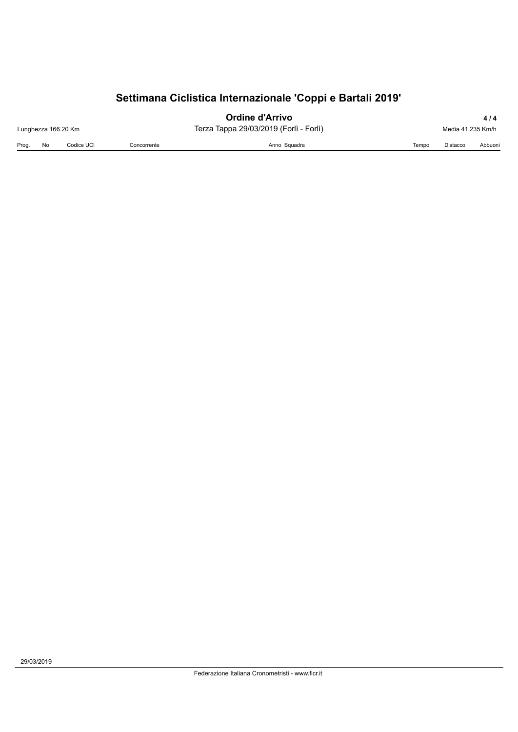# Settimana Ciclistica Internazionale 'Coppi e Bartali 2019'

## Ordine d'Arrivo

Lunghezza 166.20 Km

Terza Tappa 29/03/2019 (Forlì - Forlì)

Media 41.235 Km/h

| Prog. | No | Codice UCI | Concorrente | Anno | Squadra | Tempo | Distacco | Abbuoni |
|---|---|---|---|---|---|---|---|---|

29/03/2019